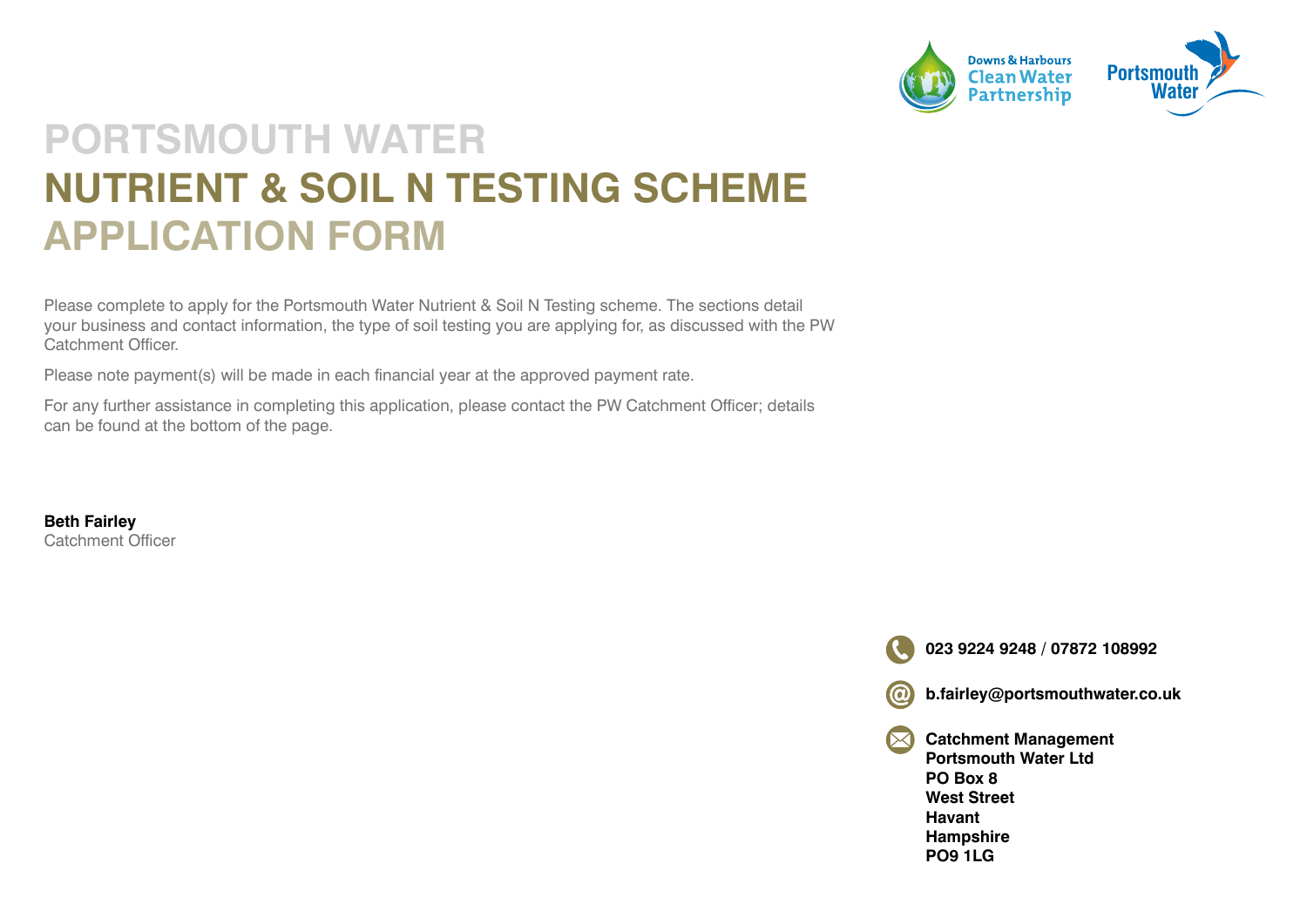# PORTSMOUTH WATER
# NUTRIENT & SOIL N TESTING SCHEME
# APPLICATION FORM

Please complete to apply for the Portsmouth Water Nutrient & Soil N Testing scheme. The sections detail your business and contact information, the type of soil testing you are applying for, as discussed with the PW Catchment Officer.

Please note payment(s) will be made in each financial year at the approved payment rate.

For any further assistance in completing this application, please contact the PW Catchment Officer; details can be found at the bottom of the page.

**Beth Fairley**
Catchment Officer

**023 9224 9248 / 07872 108992**

**b.fairley@portsmouthwater.co.uk**

**Catchment Management**
**Portsmouth Water Ltd**
**PO Box 8**
**West Street**
**Havant**
**Hampshire**
**PO9 1LG**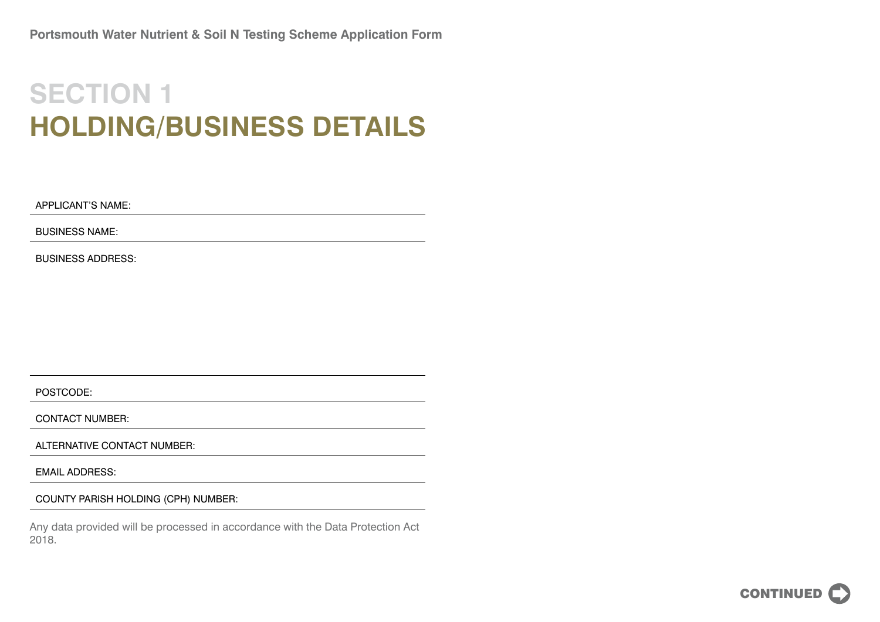# SECTION 1
# HOLDING/BUSINESS DETAILS

APPLICANT'S NAME:

BUSINESS NAME:

BUSINESS ADDRESS:

POSTCODE:

CONTACT NUMBER:

ALTERNATIVE CONTACT NUMBER:

EMAIL ADDRESS:

COUNTY PARISH HOLDING (CPH) NUMBER:

Any data provided will be processed in accordance with the Data Protection Act 2018.

CONTINUED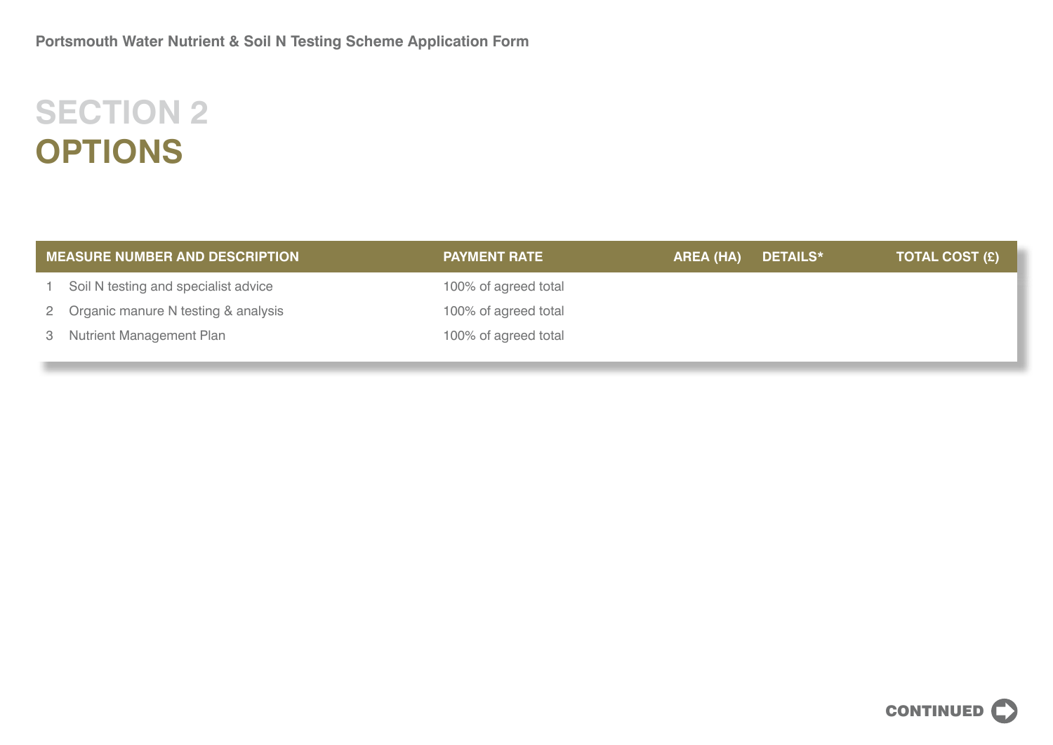# SECTION 2
# OPTIONS

| MEASURE NUMBER AND DESCRIPTION | PAYMENT RATE | AREA (HA) | DETAILS* | TOTAL COST (£) |
|---|---|---|---|---|
| 1 Soil N testing and specialist advice | 100% of agreed total | | | |
| 2 Organic manure N testing & analysis | 100% of agreed total | | | |
| 3 Nutrient Management Plan | 100% of agreed total | | | |

CONTINUED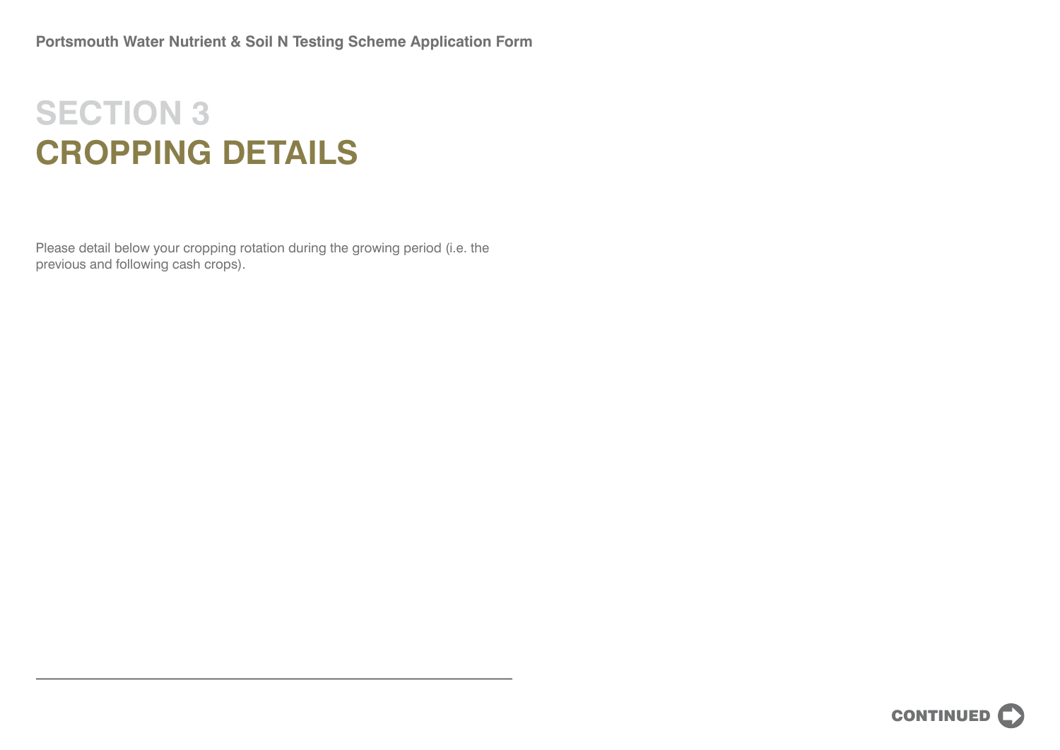# SECTION 3
# CROPPING DETAILS

Please detail below your cropping rotation during the growing period (i.e. the previous and following cash crops).

CONTINUED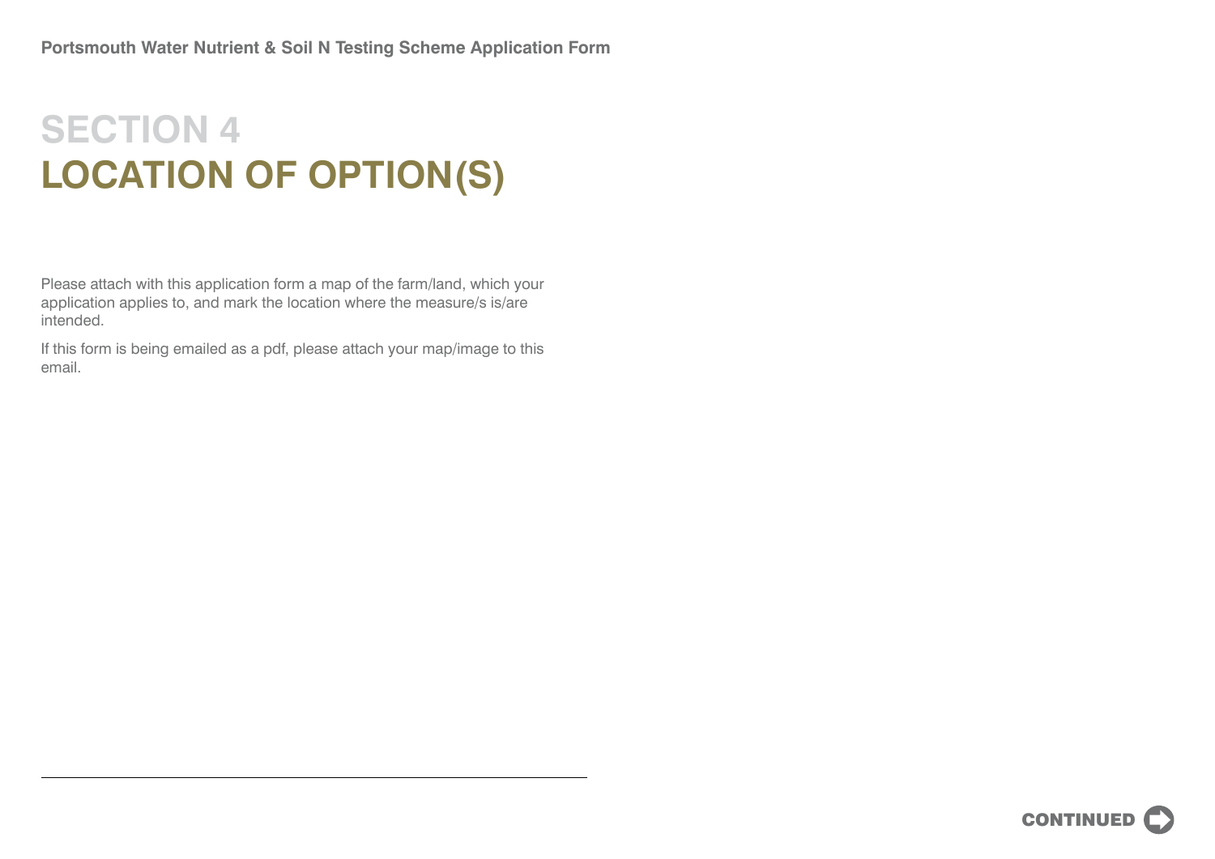# SECTION 4
# LOCATION OF OPTION(S)

Please attach with this application form a map of the farm/land, which your application applies to, and mark the location where the measure/s is/are intended.

If this form is being emailed as a pdf, please attach your map/image to this email.

CONTINUED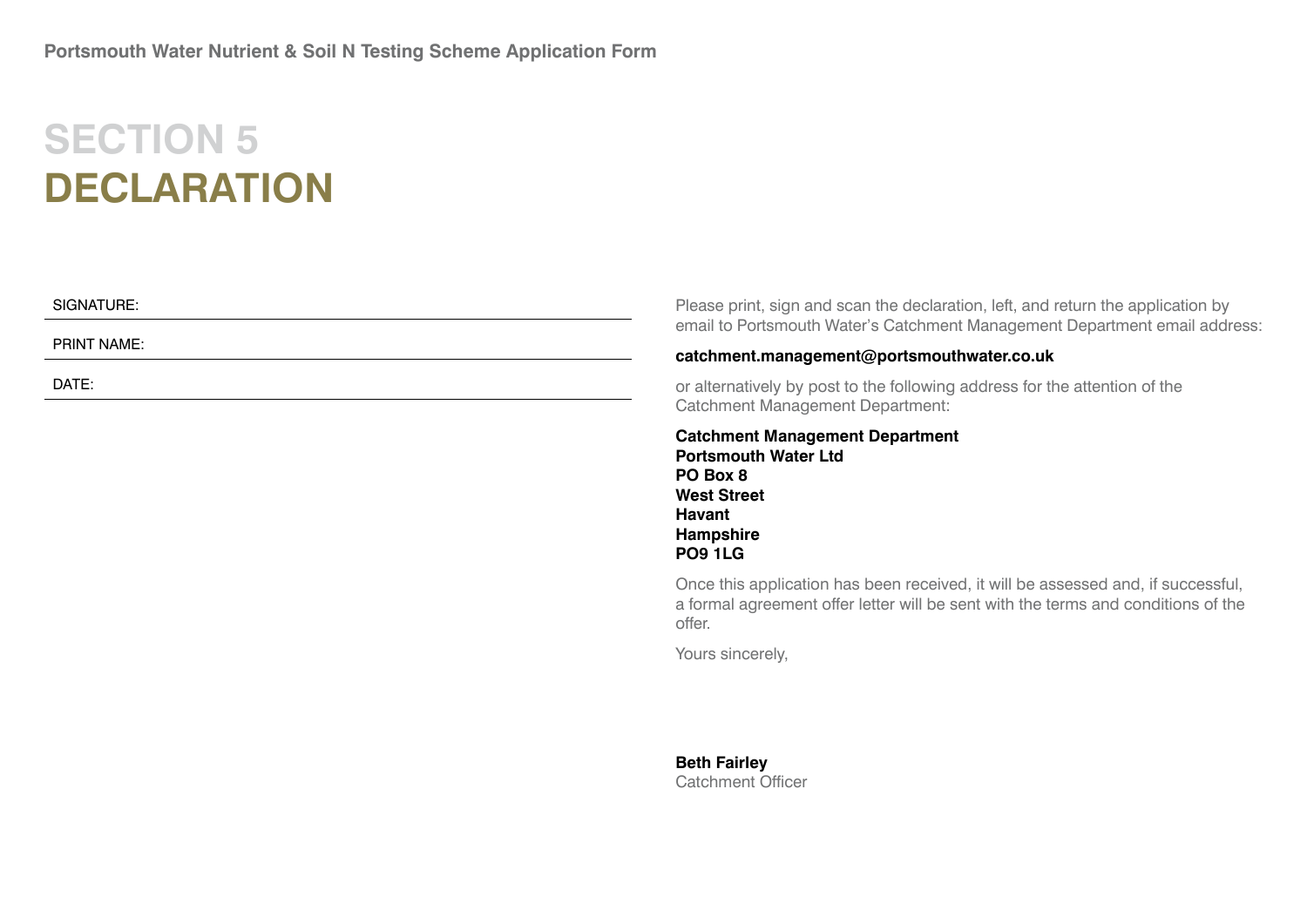# SECTION 5
# DECLARATION

SIGNATURE:

PRINT NAME:

DATE:

Please print, sign and scan the declaration, left, and return the application by email to Portsmouth Water's Catchment Management Department email address:

**catchment.management@portsmouthwater.co.uk**

or alternatively by post to the following address for the attention of the Catchment Management Department:

**Catchment Management Department**
**Portsmouth Water Ltd**
**PO Box 8**
**West Street**
**Havant**
**Hampshire**
**PO9 1LG**

Once this application has been received, it will be assessed and, if successful, a formal agreement offer letter will be sent with the terms and conditions of the offer.

Yours sincerely,

**Beth Fairley**
Catchment Officer